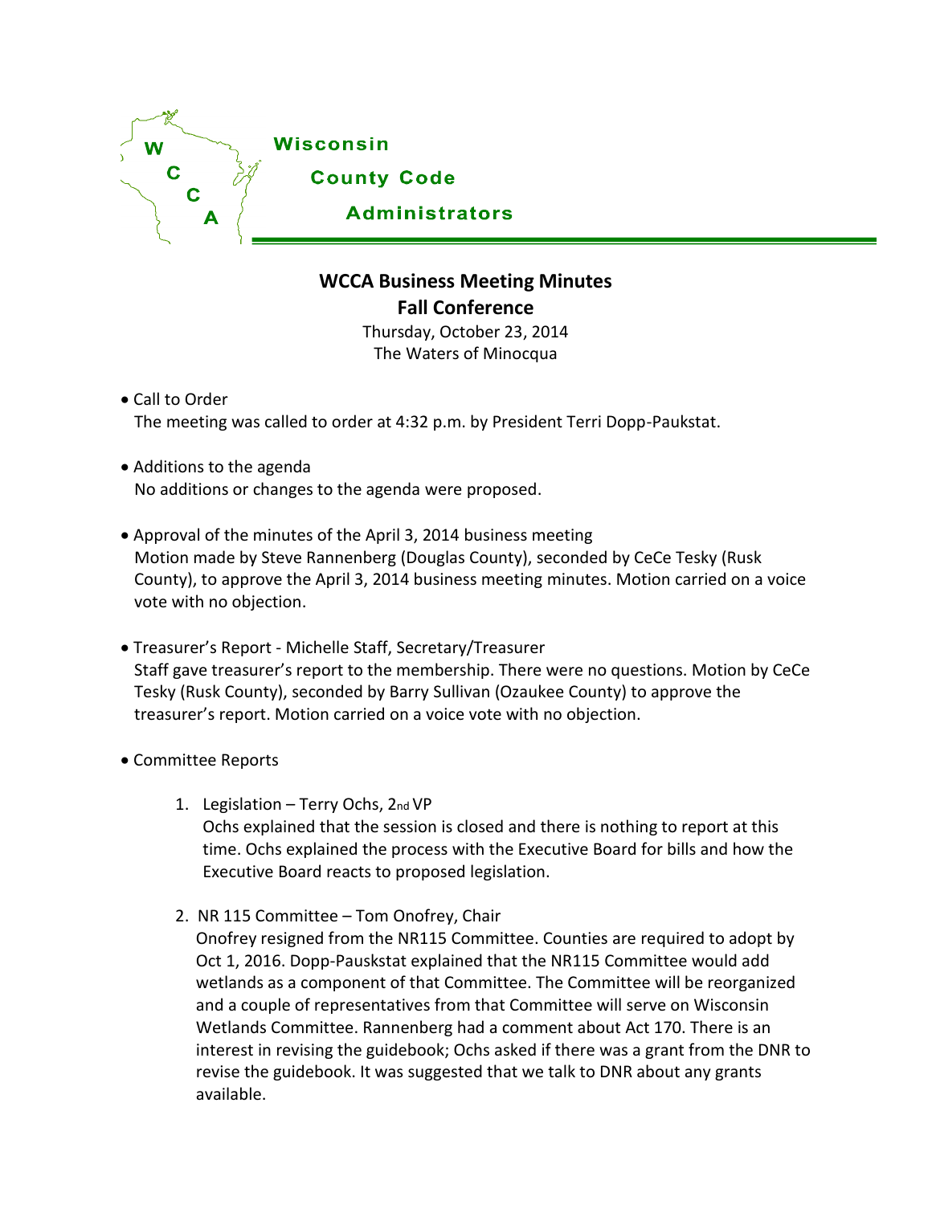Wisconsin
County Code
Administrators

# WCCA Business Meeting Minutes
## Fall Conference

Thursday, October 23, 2014
The Waters of Minocqua

- Call to Order
  The meeting was called to order at 4:32 p.m. by President Terri Dopp-Paukstat.

- Additions to the agenda
  No additions or changes to the agenda were proposed.

- Approval of the minutes of the April 3, 2014 business meeting
  Motion made by Steve Rannenberg (Douglas County), seconded by CeCe Tesky (Rusk County), to approve the April 3, 2014 business meeting minutes. Motion carried on a voice vote with no objection.

- Treasurer's Report - Michelle Staff, Secretary/Treasurer
  Staff gave treasurer's report to the membership. There were no questions. Motion by CeCe Tesky (Rusk County), seconded by Barry Sullivan (Ozaukee County) to approve the treasurer's report. Motion carried on a voice vote with no objection.

- Committee Reports

  1. Legislation – Terry Ochs, 2nd VP
     Ochs explained that the session is closed and there is nothing to report at this time. Ochs explained the process with the Executive Board for bills and how the Executive Board reacts to proposed legislation.

  2. NR 115 Committee – Tom Onofrey, Chair
     Onofrey resigned from the NR115 Committee. Counties are required to adopt by Oct 1, 2016. Dopp-Pauskstat explained that the NR115 Committee would add wetlands as a component of that Committee. The Committee will be reorganized and a couple of representatives from that Committee will serve on Wisconsin Wetlands Committee. Rannenberg had a comment about Act 170. There is an interest in revising the guidebook; Ochs asked if there was a grant from the DNR to revise the guidebook. It was suggested that we talk to DNR about any grants available.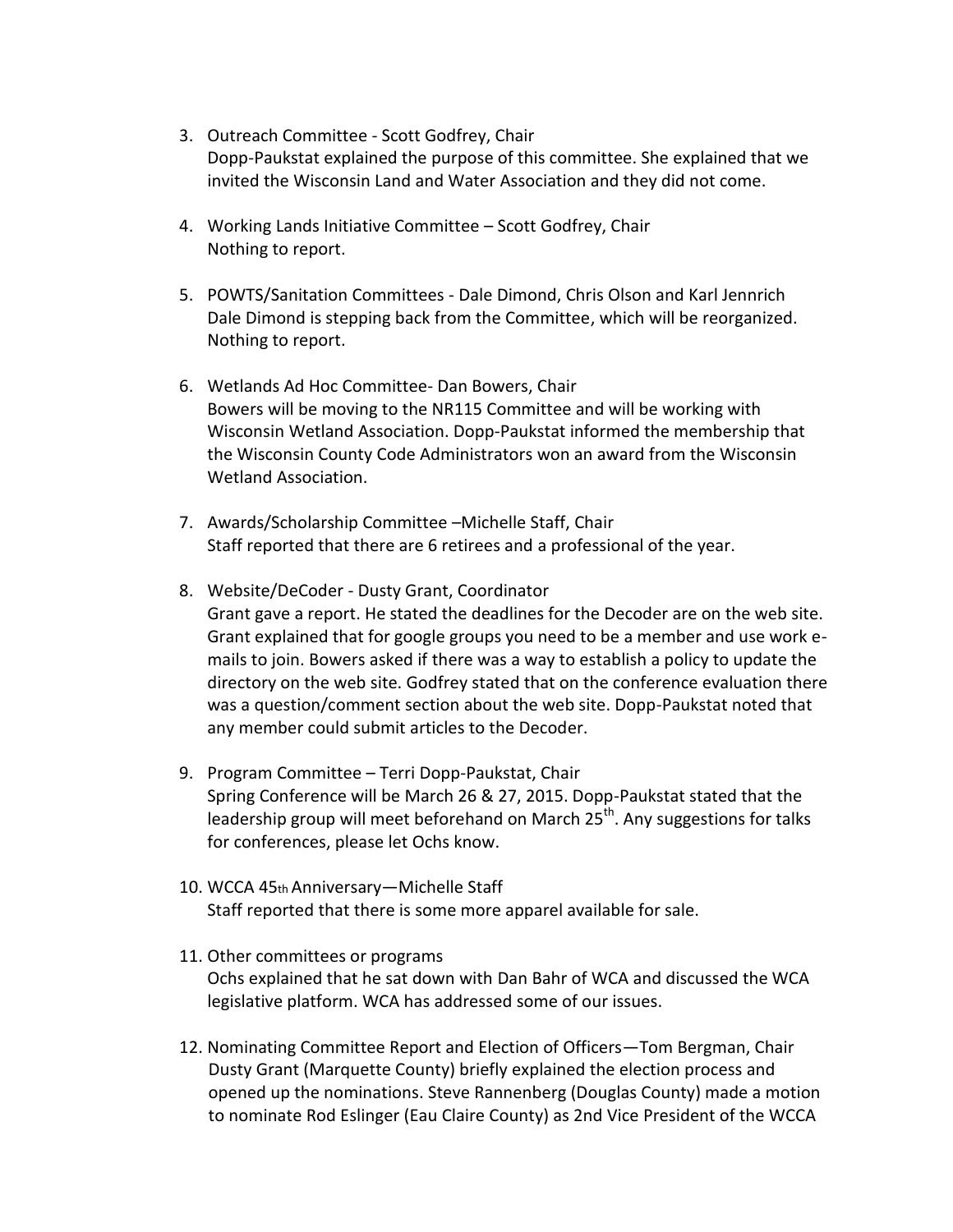3. Outreach Committee - Scott Godfrey, Chair
   Dopp-Paukstat explained the purpose of this committee. She explained that we invited the Wisconsin Land and Water Association and they did not come.

4. Working Lands Initiative Committee – Scott Godfrey, Chair
   Nothing to report.

5. POWTS/Sanitation Committees - Dale Dimond, Chris Olson and Karl Jennrich
   Dale Dimond is stepping back from the Committee, which will be reorganized. Nothing to report.

6. Wetlands Ad Hoc Committee- Dan Bowers, Chair
   Bowers will be moving to the NR115 Committee and will be working with Wisconsin Wetland Association. Dopp-Paukstat informed the membership that the Wisconsin County Code Administrators won an award from the Wisconsin Wetland Association.

7. Awards/Scholarship Committee –Michelle Staff, Chair
   Staff reported that there are 6 retirees and a professional of the year.

8. Website/DeCoder - Dusty Grant, Coordinator
   Grant gave a report. He stated the deadlines for the Decoder are on the web site. Grant explained that for google groups you need to be a member and use work e-mails to join. Bowers asked if there was a way to establish a policy to update the directory on the web site. Godfrey stated that on the conference evaluation there was a question/comment section about the web site. Dopp-Paukstat noted that any member could submit articles to the Decoder.

9. Program Committee – Terri Dopp-Paukstat, Chair
   Spring Conference will be March 26 & 27, 2015. Dopp-Paukstat stated that the leadership group will meet beforehand on March 25th. Any suggestions for talks for conferences, please let Ochs know.

10. WCCA 45th Anniversary—Michelle Staff
    Staff reported that there is some more apparel available for sale.

11. Other committees or programs
    Ochs explained that he sat down with Dan Bahr of WCA and discussed the WCA legislative platform. WCA has addressed some of our issues.

12. Nominating Committee Report and Election of Officers—Tom Bergman, Chair
    Dusty Grant (Marquette County) briefly explained the election process and opened up the nominations. Steve Rannenberg (Douglas County) made a motion to nominate Rod Eslinger (Eau Claire County) as 2nd Vice President of the WCCA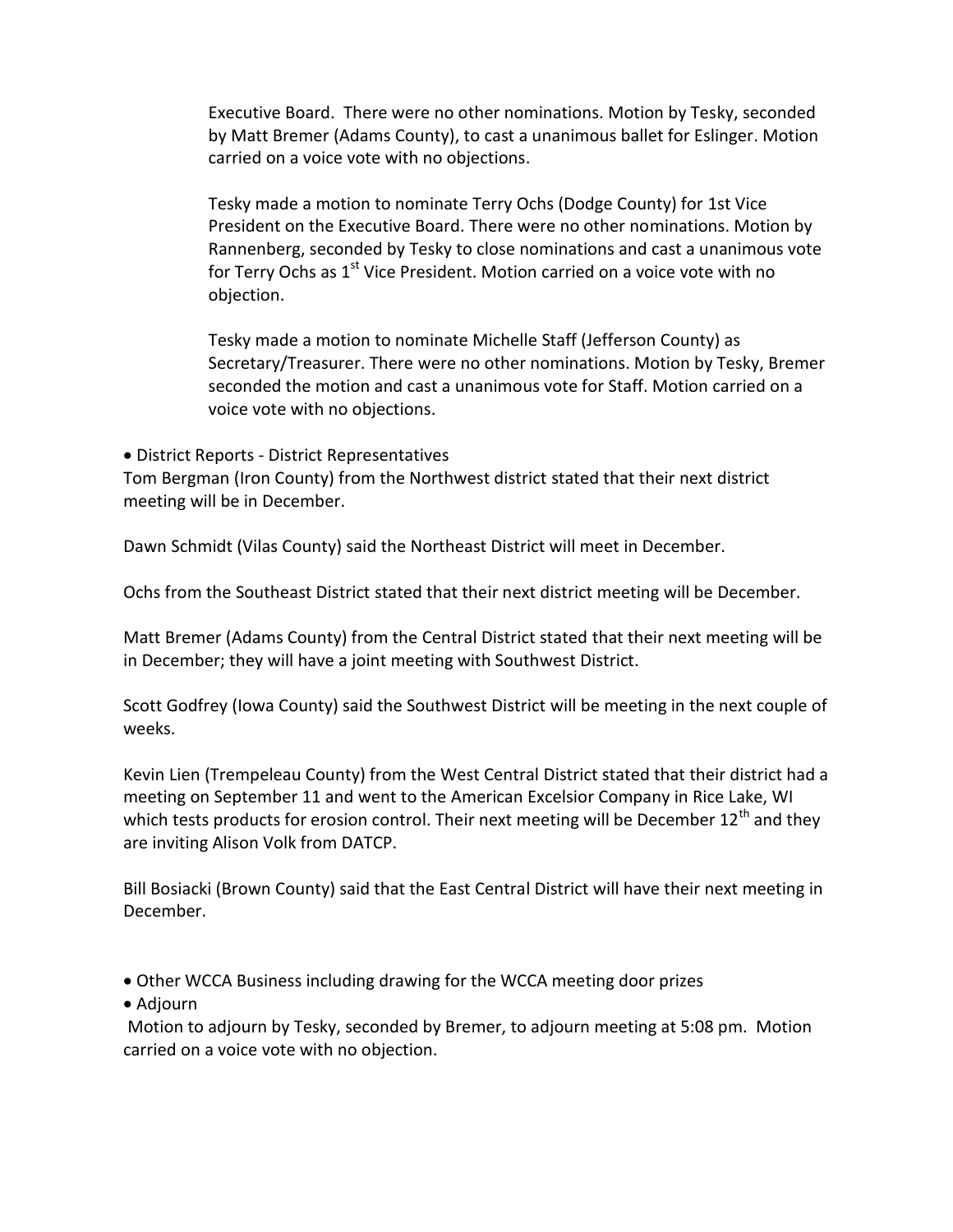Executive Board. There were no other nominations. Motion by Tesky, seconded by Matt Bremer (Adams County), to cast a unanimous ballet for Eslinger. Motion carried on a voice vote with no objections.

Tesky made a motion to nominate Terry Ochs (Dodge County) for 1st Vice President on the Executive Board. There were no other nominations. Motion by Rannenberg, seconded by Tesky to close nominations and cast a unanimous vote for Terry Ochs as 1st Vice President. Motion carried on a voice vote with no objection.

Tesky made a motion to nominate Michelle Staff (Jefferson County) as Secretary/Treasurer. There were no other nominations. Motion by Tesky, Bremer seconded the motion and cast a unanimous vote for Staff. Motion carried on a voice vote with no objections.

- District Reports - District Representatives

Tom Bergman (Iron County) from the Northwest district stated that their next district meeting will be in December.

Dawn Schmidt (Vilas County) said the Northeast District will meet in December.

Ochs from the Southeast District stated that their next district meeting will be December.

Matt Bremer (Adams County) from the Central District stated that their next meeting will be in December; they will have a joint meeting with Southwest District.

Scott Godfrey (Iowa County) said the Southwest District will be meeting in the next couple of weeks.

Kevin Lien (Trempeleau County) from the West Central District stated that their district had a meeting on September 11 and went to the American Excelsior Company in Rice Lake, WI which tests products for erosion control. Their next meeting will be December 12th and they are inviting Alison Volk from DATCP.

Bill Bosiacki (Brown County) said that the East Central District will have their next meeting in December.

- Other WCCA Business including drawing for the WCCA meeting door prizes
- Adjourn

Motion to adjourn by Tesky, seconded by Bremer, to adjourn meeting at 5:08 pm. Motion carried on a voice vote with no objection.